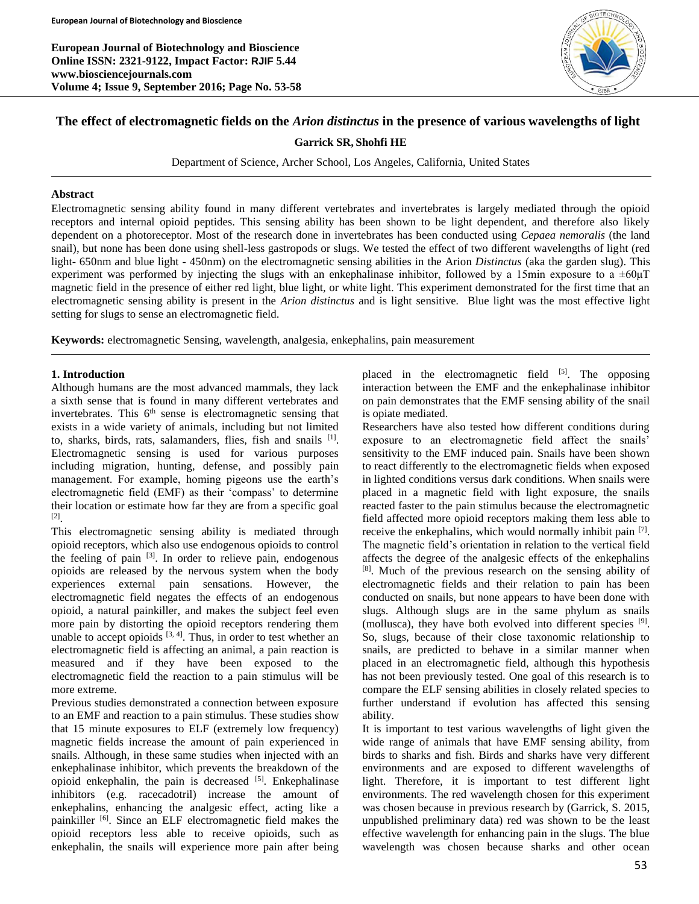European Journal of Biotechnology and Bioscience
Online ISSN: 2321-9122, Impact Factor: RJIF 5.44
www.biosciencejournals.com
Volume 4; Issue 9, September 2016; Page No. 53-58

# The effect of electromagnetic fields on the *Arion distinctus* in the presence of various wavelengths of light

**Garrick SR, Shohfi HE**

Department of Science, Archer School, Los Angeles, California, United States

## Abstract

Electromagnetic sensing ability found in many different vertebrates and invertebrates is largely mediated through the opioid receptors and internal opioid peptides. This sensing ability has been shown to be light dependent, and therefore also likely dependent on a photoreceptor. Most of the research done in invertebrates has been conducted using *Cepaea nemoralis* (the land snail), but none has been done using shell-less gastropods or slugs. We tested the effect of two different wavelengths of light (red light- 650nm and blue light - 450nm) on the electromagnetic sensing abilities in the Arion *Distinctus* (aka the garden slug). This experiment was performed by injecting the slugs with an enkephalinase inhibitor, followed by a 15min exposure to a ±60μT magnetic field in the presence of either red light, blue light, or white light. This experiment demonstrated for the first time that an electromagnetic sensing ability is present in the *Arion distinctus* and is light sensitive. Blue light was the most effective light setting for slugs to sense an electromagnetic field.

**Keywords:** electromagnetic Sensing, wavelength, analgesia, enkephalins, pain measurement

## 1. Introduction

Although humans are the most advanced mammals, they lack a sixth sense that is found in many different vertebrates and invertebrates. This 6th sense is electromagnetic sensing that exists in a wide variety of animals, including but not limited to, sharks, birds, rats, salamanders, flies, fish and snails [1]. Electromagnetic sensing is used for various purposes including migration, hunting, defense, and possibly pain management. For example, homing pigeons use the earth's electromagnetic field (EMF) as their 'compass' to determine their location or estimate how far they are from a specific goal [2].

This electromagnetic sensing ability is mediated through opioid receptors, which also use endogenous opioids to control the feeling of pain [3]. In order to relieve pain, endogenous opioids are released by the nervous system when the body experiences external pain sensations. However, the electromagnetic field negates the effects of an endogenous opioid, a natural painkiller, and makes the subject feel even more pain by distorting the opioid receptors rendering them unable to accept opioids [3, 4]. Thus, in order to test whether an electromagnetic field is affecting an animal, a pain reaction is measured and if they have been exposed to the electromagnetic field the reaction to a pain stimulus will be more extreme.

Previous studies demonstrated a connection between exposure to an EMF and reaction to a pain stimulus. These studies show that 15 minute exposures to ELF (extremely low frequency) magnetic fields increase the amount of pain experienced in snails. Although, in these same studies when injected with an enkephalinase inhibitor, which prevents the breakdown of the opioid enkephalin, the pain is decreased [5]. Enkephalinase inhibitors (e.g. racecadotril) increase the amount of enkephalins, enhancing the analgesic effect, acting like a painkiller [6]. Since an ELF electromagnetic field makes the opioid receptors less able to receive opioids, such as enkephalin, the snails will experience more pain after being placed in the electromagnetic field [5]. The opposing interaction between the EMF and the enkephalinase inhibitor on pain demonstrates that the EMF sensing ability of the snail is opiate mediated.

Researchers have also tested how different conditions during exposure to an electromagnetic field affect the snails' sensitivity to the EMF induced pain. Snails have been shown to react differently to the electromagnetic fields when exposed in lighted conditions versus dark conditions. When snails were placed in a magnetic field with light exposure, the snails reacted faster to the pain stimulus because the electromagnetic field affected more opioid receptors making them less able to receive the enkephalins, which would normally inhibit pain [7]. The magnetic field's orientation in relation to the vertical field affects the degree of the analgesic effects of the enkephalins [8]. Much of the previous research on the sensing ability of electromagnetic fields and their relation to pain has been conducted on snails, but none appears to have been done with slugs. Although slugs are in the same phylum as snails (mollusca), they have both evolved into different species [9]. So, slugs, because of their close taxonomic relationship to snails, are predicted to behave in a similar manner when placed in an electromagnetic field, although this hypothesis has not been previously tested. One goal of this research is to compare the ELF sensing abilities in closely related species to further understand if evolution has affected this sensing ability.

It is important to test various wavelengths of light given the wide range of animals that have EMF sensing ability, from birds to sharks and fish. Birds and sharks have very different environments and are exposed to different wavelengths of light. Therefore, it is important to test different light environments. The red wavelength chosen for this experiment was chosen because in previous research by (Garrick, S. 2015, unpublished preliminary data) red was shown to be the least effective wavelength for enhancing pain in the slugs. The blue wavelength was chosen because sharks and other ocean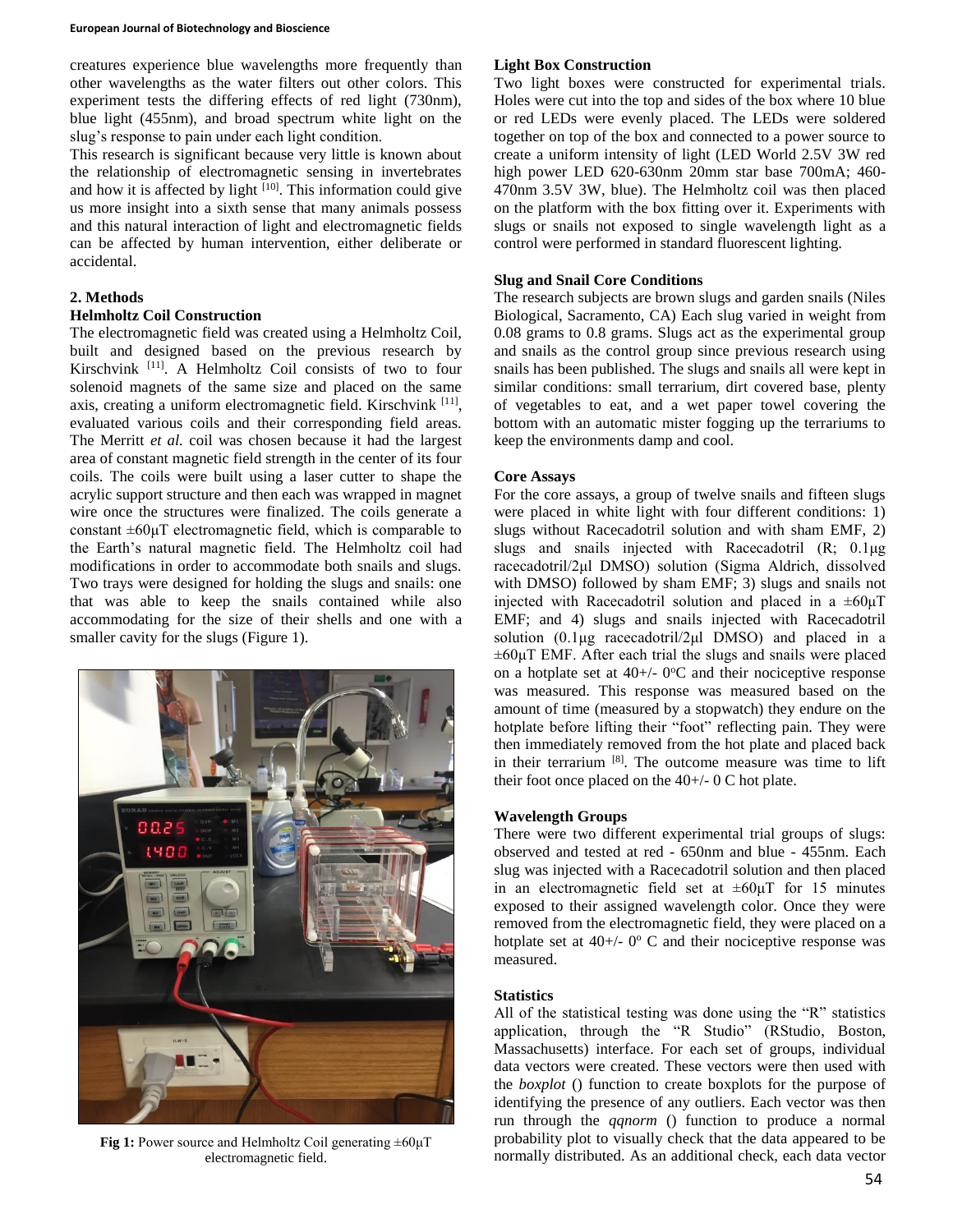creatures experience blue wavelengths more frequently than other wavelengths as the water filters out other colors. This experiment tests the differing effects of red light (730nm), blue light (455nm), and broad spectrum white light on the slug's response to pain under each light condition.

This research is significant because very little is known about the relationship of electromagnetic sensing in invertebrates and how it is affected by light [10]. This information could give us more insight into a sixth sense that many animals possess and this natural interaction of light and electromagnetic fields can be affected by human intervention, either deliberate or accidental.

## 2. Methods

### Helmholtz Coil Construction

The electromagnetic field was created using a Helmholtz Coil, built and designed based on the previous research by Kirschvink [11]. A Helmholtz Coil consists of two to four solenoid magnets of the same size and placed on the same axis, creating a uniform electromagnetic field. Kirschvink [11], evaluated various coils and their corresponding field areas. The Merritt *et al.* coil was chosen because it had the largest area of constant magnetic field strength in the center of its four coils. The coils were built using a laser cutter to shape the acrylic support structure and then each was wrapped in magnet wire once the structures were finalized. The coils generate a constant ±60μT electromagnetic field, which is comparable to the Earth's natural magnetic field. The Helmholtz coil had modifications in order to accommodate both snails and slugs. Two trays were designed for holding the slugs and snails: one that was able to keep the snails contained while also accommodating for the size of their shells and one with a smaller cavity for the slugs (Figure 1).

**Fig 1:** Power source and Helmholtz Coil generating ±60μT electromagnetic field.

### Light Box Construction

Two light boxes were constructed for experimental trials. Holes were cut into the top and sides of the box where 10 blue or red LEDs were evenly placed. The LEDs were soldered together on top of the box and connected to a power source to create a uniform intensity of light (LED World 2.5V 3W red high power LED 620-630nm 20mm star base 700mA; 460-470nm 3.5V 3W, blue). The Helmholtz coil was then placed on the platform with the box fitting over it. Experiments with slugs or snails not exposed to single wavelength light as a control were performed in standard fluorescent lighting.

### Slug and Snail Core Conditions

The research subjects are brown slugs and garden snails (Niles Biological, Sacramento, CA) Each slug varied in weight from 0.08 grams to 0.8 grams. Slugs act as the experimental group and snails as the control group since previous research using snails has been published. The slugs and snails all were kept in similar conditions: small terrarium, dirt covered base, plenty of vegetables to eat, and a wet paper towel covering the bottom with an automatic mister fogging up the terrariums to keep the environments damp and cool.

### Core Assays

For the core assays, a group of twelve snails and fifteen slugs were placed in white light with four different conditions: 1) slugs without Racecadotril solution and with sham EMF, 2) slugs and snails injected with Racecadotril (R; 0.1μg racecadotril/2μl DMSO) solution (Sigma Aldrich, dissolved with DMSO) followed by sham EMF; 3) slugs and snails not injected with Racecadotril solution and placed in a ±60μT EMF; and 4) slugs and snails injected with Racecadotril solution (0.1μg racecadotril/2μl DMSO) and placed in a ±60μT EMF. After each trial the slugs and snails were placed on a hotplate set at 40+/- 0°C and their nociceptive response was measured. This response was measured based on the amount of time (measured by a stopwatch) they endure on the hotplate before lifting their "foot" reflecting pain. They were then immediately removed from the hot plate and placed back in their terrarium [8]. The outcome measure was time to lift their foot once placed on the 40+/- 0 C hot plate.

### Wavelength Groups

There were two different experimental trial groups of slugs: observed and tested at red - 650nm and blue - 455nm. Each slug was injected with a Racecadotril solution and then placed in an electromagnetic field set at ±60μT for 15 minutes exposed to their assigned wavelength color. Once they were removed from the electromagnetic field, they were placed on a hotplate set at 40+/- 0° C and their nociceptive response was measured.

### Statistics

All of the statistical testing was done using the "R" statistics application, through the "R Studio" (RStudio, Boston, Massachusetts) interface. For each set of groups, individual data vectors were created. These vectors were then used with the *boxplot* () function to create boxplots for the purpose of identifying the presence of any outliers. Each vector was then run through the *qqnorm* () function to produce a normal probability plot to visually check that the data appeared to be normally distributed. As an additional check, each data vector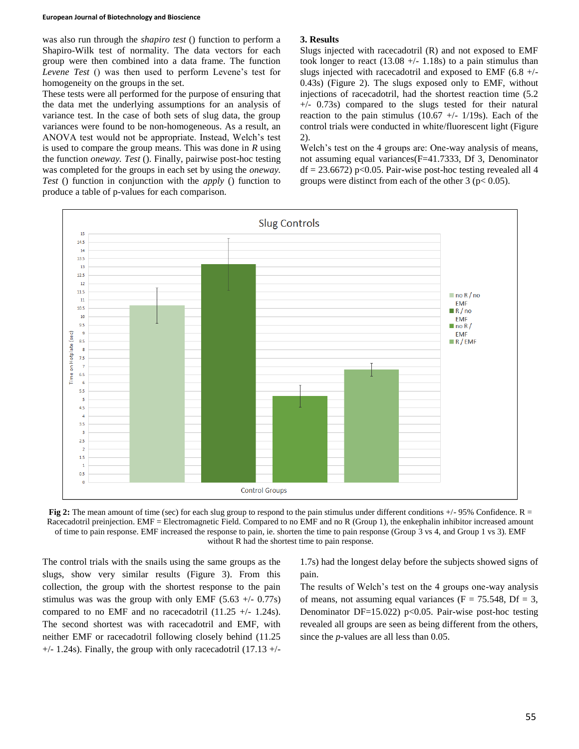was also run through the *shapiro test* () function to perform a Shapiro-Wilk test of normality. The data vectors for each group were then combined into a data frame. The function *Levene Test* () was then used to perform Levene's test for homogeneity on the groups in the set.

These tests were all performed for the purpose of ensuring that the data met the underlying assumptions for an analysis of variance test. In the case of both sets of slug data, the group variances were found to be non-homogeneous. As a result, an ANOVA test would not be appropriate. Instead, Welch's test is used to compare the group means. This was done in *R* using the function *oneway. Test* (). Finally, pairwise post-hoc testing was completed for the groups in each set by using the *oneway. Test* () function in conjunction with the *apply* () function to produce a table of p-values for each comparison.

## 3. Results

Slugs injected with racecadotril (R) and not exposed to EMF took longer to react (13.08 +/- 1.18s) to a pain stimulus than slugs injected with racecadotril and exposed to EMF (6.8 +/- 0.43s) (Figure 2). The slugs exposed only to EMF, without injections of racecadotril, had the shortest reaction time (5.2 +/- 0.73s) compared to the slugs tested for their natural reaction to the pain stimulus (10.67 +/- 1/19s). Each of the control trials were conducted in white/fluorescent light (Figure 2).

Welch's test on the 4 groups are: One-way analysis of means, not assuming equal variances(F=41.7333, Df 3, Denominator df = 23.6672) $p<0.05$. Pair-wise post-hoc testing revealed all 4 groups were distinct from each of the other 3 ($p< 0.05$).

**Fig 2:** The mean amount of time (sec) for each slug group to respond to the pain stimulus under different conditions +/- 95% Confidence. R = Racecadotril preinjection. EMF = Electromagnetic Field. Compared to no EMF and no R (Group 1), the enkephalin inhibitor increased amount of time to pain response. EMF increased the response to pain, ie. shorten the time to pain response (Group 3 vs 4, and Group 1 vs 3). EMF without R had the shortest time to pain response.

The control trials with the snails using the same groups as the slugs, show very similar results (Figure 3). From this collection, the group with the shortest response to the pain stimulus was was the group with only EMF (5.63 +/- 0.77s) compared to no EMF and no racecadotril (11.25 +/- 1.24s). The second shortest was with racecadotril and EMF, with neither EMF or racecadotril following closely behind (11.25 +/- 1.24s). Finally, the group with only racecadotril (17.13 +/- 1.7s) had the longest delay before the subjects showed signs of pain.

The results of Welch's test on the 4 groups one-way analysis of means, not assuming equal variances (F = 75.548, Df = 3, Denominator DF=15.022) $p<0.05$. Pair-wise post-hoc testing revealed all groups are seen as being different from the others, since the *p*-values are all less than 0.05.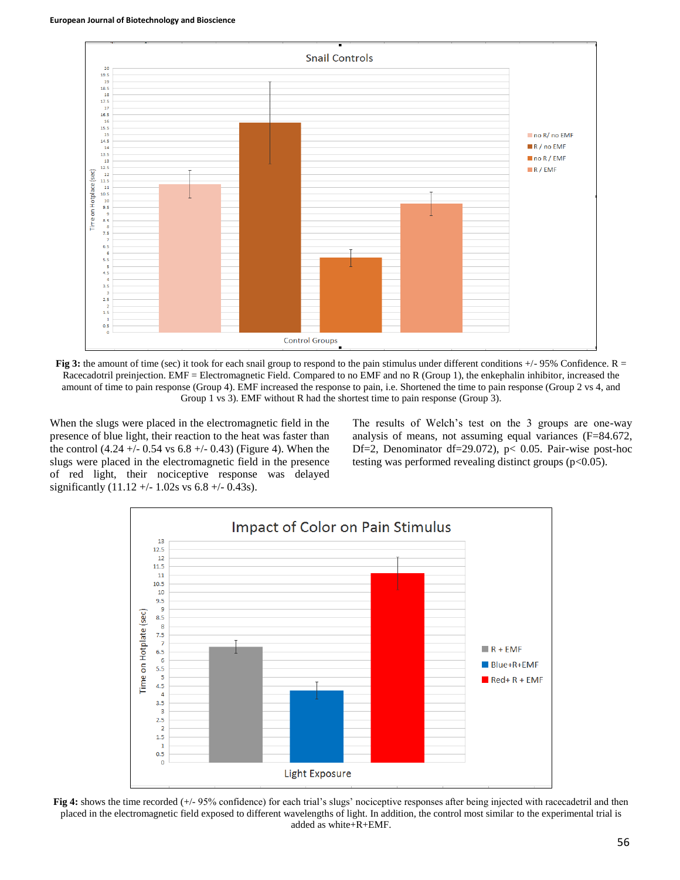**Fig 3:** the amount of time (sec) it took for each snail group to respond to the pain stimulus under different conditions +/- 95% Confidence. R = Racecadotril preinjection. EMF = Electromagnetic Field. Compared to no EMF and no R (Group 1), the enkephalin inhibitor, increased the amount of time to pain response (Group 4). EMF increased the response to pain, i.e. Shortened the time to pain response (Group 2 vs 4, and Group 1 vs 3). EMF without R had the shortest time to pain response (Group 3).

When the slugs were placed in the electromagnetic field in the presence of blue light, their reaction to the heat was faster than the control (4.24 +/- 0.54 vs 6.8 +/- 0.43) (Figure 4). When the slugs were placed in the electromagnetic field in the presence of red light, their nociceptive response was delayed significantly (11.12 +/- 1.02s vs 6.8 +/- 0.43s).

The results of Welch's test on the 3 groups are one-way analysis of means, not assuming equal variances ($F=84.672$, $Df=2$, Denominator $df=29.072$), $p< 0.05$. Pair-wise post-hoc testing was performed revealing distinct groups ($p<0.05$).

**Fig 4:** shows the time recorded (+/- 95% confidence) for each trial's slugs' nociceptive responses after being injected with racecadetril and then placed in the electromagnetic field exposed to different wavelengths of light. In addition, the control most similar to the experimental trial is added as white+R+EMF.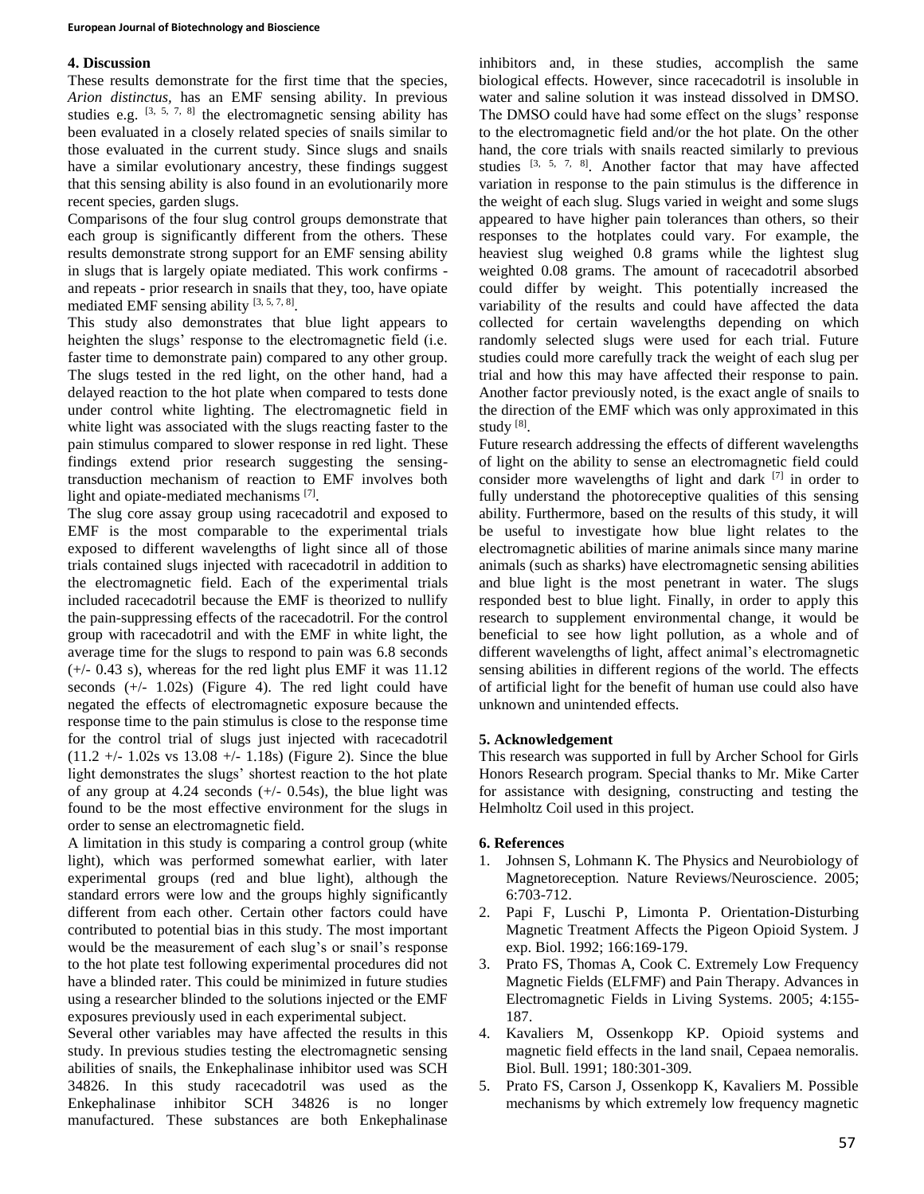## 4. Discussion

These results demonstrate for the first time that the species, *Arion distinctus*, has an EMF sensing ability. In previous studies e.g. [3, 5, 7, 8] the electromagnetic sensing ability has been evaluated in a closely related species of snails similar to those evaluated in the current study. Since slugs and snails have a similar evolutionary ancestry, these findings suggest that this sensing ability is also found in an evolutionarily more recent species, garden slugs.

Comparisons of the four slug control groups demonstrate that each group is significantly different from the others. These results demonstrate strong support for an EMF sensing ability in slugs that is largely opiate mediated. This work confirms - and repeats - prior research in snails that they, too, have opiate mediated EMF sensing ability [3, 5, 7, 8].

This study also demonstrates that blue light appears to heighten the slugs' response to the electromagnetic field (i.e. faster time to demonstrate pain) compared to any other group. The slugs tested in the red light, on the other hand, had a delayed reaction to the hot plate when compared to tests done under control white lighting. The electromagnetic field in white light was associated with the slugs reacting faster to the pain stimulus compared to slower response in red light. These findings extend prior research suggesting the sensing-transduction mechanism of reaction to EMF involves both light and opiate-mediated mechanisms [7].

The slug core assay group using racecadotril and exposed to EMF is the most comparable to the experimental trials exposed to different wavelengths of light since all of those trials contained slugs injected with racecadotril in addition to the electromagnetic field. Each of the experimental trials included racecadotril because the EMF is theorized to nullify the pain-suppressing effects of the racecadotril. For the control group with racecadotril and with the EMF in white light, the average time for the slugs to respond to pain was 6.8 seconds (+/- 0.43 s), whereas for the red light plus EMF it was 11.12 seconds (+/- 1.02s) (Figure 4). The red light could have negated the effects of electromagnetic exposure because the response time to the pain stimulus is close to the response time for the control trial of slugs just injected with racecadotril (11.2 +/- 1.02s vs 13.08 +/- 1.18s) (Figure 2). Since the blue light demonstrates the slugs' shortest reaction to the hot plate of any group at 4.24 seconds (+/- 0.54s), the blue light was found to be the most effective environment for the slugs in order to sense an electromagnetic field.

A limitation in this study is comparing a control group (white light), which was performed somewhat earlier, with later experimental groups (red and blue light), although the standard errors were low and the groups highly significantly different from each other. Certain other factors could have contributed to potential bias in this study. The most important would be the measurement of each slug's or snail's response to the hot plate test following experimental procedures did not have a blinded rater. This could be minimized in future studies using a researcher blinded to the solutions injected or the EMF exposures previously used in each experimental subject.

Several other variables may have affected the results in this study. In previous studies testing the electromagnetic sensing abilities of snails, the Enkephalinase inhibitor used was SCH 34826. In this study racecadotril was used as the Enkephalinase inhibitor SCH 34826 is no longer manufactured. These substances are both Enkephalinase inhibitors and, in these studies, accomplish the same biological effects. However, since racecadotril is insoluble in water and saline solution it was instead dissolved in DMSO. The DMSO could have had some effect on the slugs' response to the electromagnetic field and/or the hot plate. On the other hand, the core trials with snails reacted similarly to previous studies [3, 5, 7, 8]. Another factor that may have affected variation in response to the pain stimulus is the difference in the weight of each slug. Slugs varied in weight and some slugs appeared to have higher pain tolerances than others, so their responses to the hotplates could vary. For example, the heaviest slug weighed 0.8 grams while the lightest slug weighted 0.08 grams. The amount of racecadotril absorbed could differ by weight. This potentially increased the variability of the results and could have affected the data collected for certain wavelengths depending on which randomly selected slugs were used for each trial. Future studies could more carefully track the weight of each slug per trial and how this may have affected their response to pain. Another factor previously noted, is the exact angle of snails to the direction of the EMF which was only approximated in this study [8].

Future research addressing the effects of different wavelengths of light on the ability to sense an electromagnetic field could consider more wavelengths of light and dark [7] in order to fully understand the photoreceptive qualities of this sensing ability. Furthermore, based on the results of this study, it will be useful to investigate how blue light relates to the electromagnetic abilities of marine animals since many marine animals (such as sharks) have electromagnetic sensing abilities and blue light is the most penetrant in water. The slugs responded best to blue light. Finally, in order to apply this research to supplement environmental change, it would be beneficial to see how light pollution, as a whole and of different wavelengths of light, affect animal's electromagnetic sensing abilities in different regions of the world. The effects of artificial light for the benefit of human use could also have unknown and unintended effects.

## 5. Acknowledgement

This research was supported in full by Archer School for Girls Honors Research program. Special thanks to Mr. Mike Carter for assistance with designing, constructing and testing the Helmholtz Coil used in this project.

## 6. References

1. Johnsen S, Lohmann K. The Physics and Neurobiology of Magnetoreception. Nature Reviews/Neuroscience. 2005; 6:703-712.
2. Papi F, Luschi P, Limonta P. Orientation-Disturbing Magnetic Treatment Affects the Pigeon Opioid System. J exp. Biol. 1992; 166:169-179.
3. Prato FS, Thomas A, Cook C. Extremely Low Frequency Magnetic Fields (ELFMF) and Pain Therapy. Advances in Electromagnetic Fields in Living Systems. 2005; 4:155-187.
4. Kavaliers M, Ossenkopp KP. Opioid systems and magnetic field effects in the land snail, Cepaea nemoralis. Biol. Bull. 1991; 180:301-309.
5. Prato FS, Carson J, Ossenkopp K, Kavaliers M. Possible mechanisms by which extremely low frequency magnetic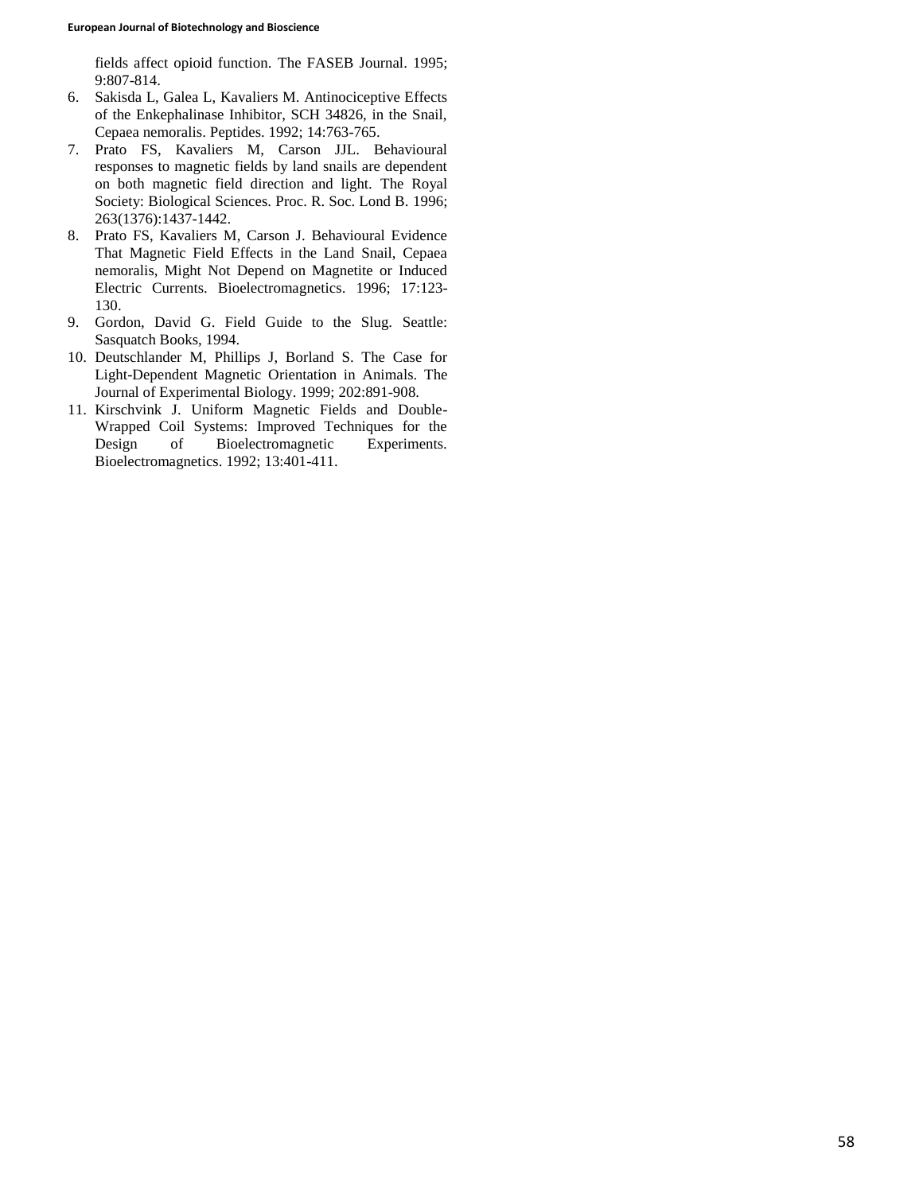fields affect opioid function. The FASEB Journal. 1995; 9:807-814.

6. Sakisda L, Galea L, Kavaliers M. Antinociceptive Effects of the Enkephalinase Inhibitor, SCH 34826, in the Snail, Cepaea nemoralis. Peptides. 1992; 14:763-765.
7. Prato FS, Kavaliers M, Carson JJL. Behavioural responses to magnetic fields by land snails are dependent on both magnetic field direction and light. The Royal Society: Biological Sciences. Proc. R. Soc. Lond B. 1996; 263(1376):1437-1442.
8. Prato FS, Kavaliers M, Carson J. Behavioural Evidence That Magnetic Field Effects in the Land Snail, Cepaea nemoralis, Might Not Depend on Magnetite or Induced Electric Currents. Bioelectromagnetics. 1996; 17:123-130.
9. Gordon, David G. Field Guide to the Slug. Seattle: Sasquatch Books, 1994.
10. Deutschlander M, Phillips J, Borland S. The Case for Light-Dependent Magnetic Orientation in Animals. The Journal of Experimental Biology. 1999; 202:891-908.
11. Kirschvink J. Uniform Magnetic Fields and Double-Wrapped Coil Systems: Improved Techniques for the Design of Bioelectromagnetic Experiments. Bioelectromagnetics. 1992; 13:401-411.